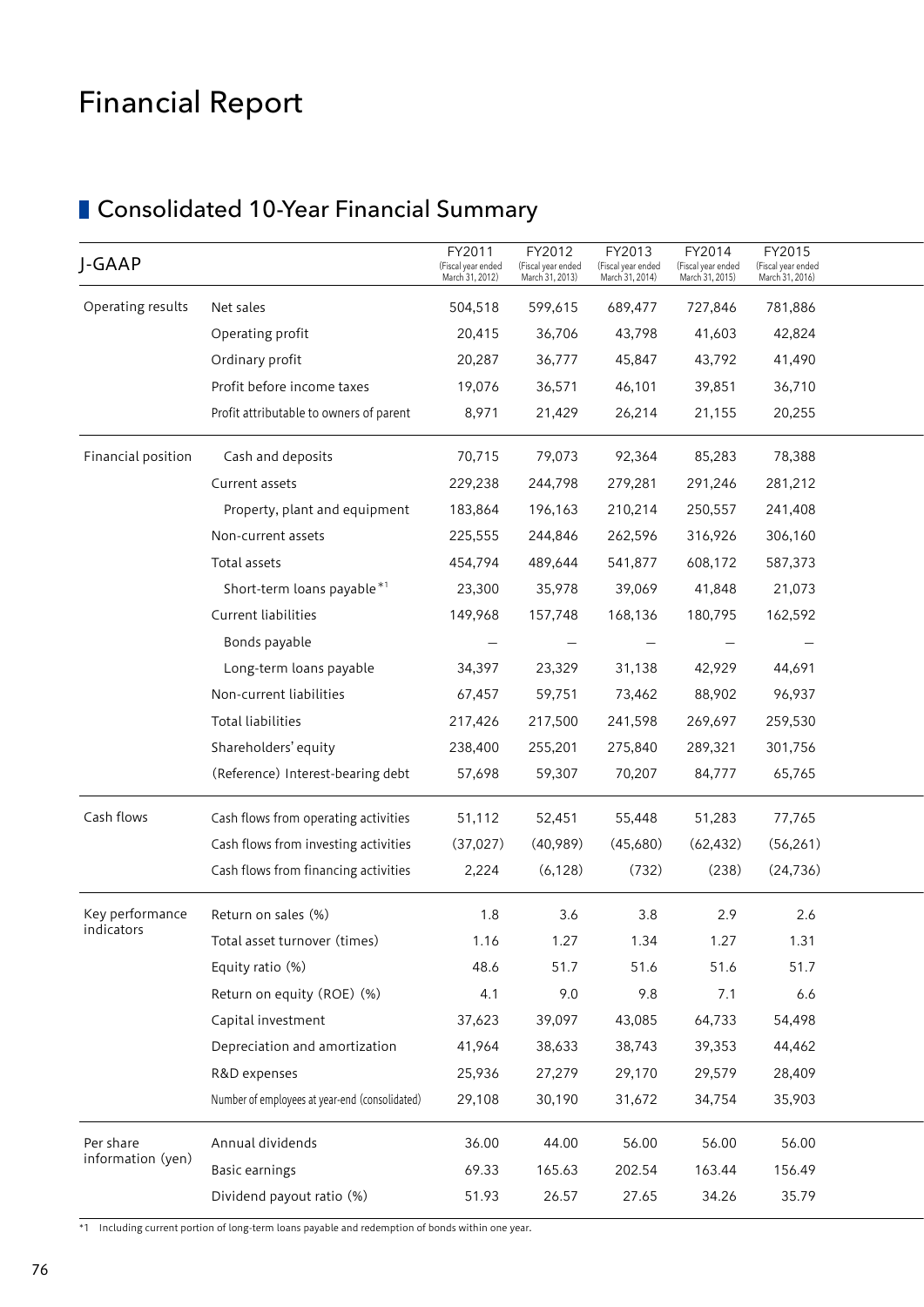# Financial Report

## Consolidated 10-Year Financial Summary

| J-GAAP | | FY2011 (Fiscal year ended March 31, 2012) | FY2012 (Fiscal year ended March 31, 2013) | FY2013 (Fiscal year ended March 31, 2014) | FY2014 (Fiscal year ended March 31, 2015) | FY2015 (Fiscal year ended March 31, 2016) |
|---|---|---|---|---|---|---|
| Operating results | Net sales | 504,518 | 599,615 | 689,477 | 727,846 | 781,886 |
| | Operating profit | 20,415 | 36,706 | 43,798 | 41,603 | 42,824 |
| | Ordinary profit | 20,287 | 36,777 | 45,847 | 43,792 | 41,490 |
| | Profit before income taxes | 19,076 | 36,571 | 46,101 | 39,851 | 36,710 |
| | Profit attributable to owners of parent | 8,971 | 21,429 | 26,214 | 21,155 | 20,255 |
| Financial position | Cash and deposits | 70,715 | 79,073 | 92,364 | 85,283 | 78,388 |
| | Current assets | 229,238 | 244,798 | 279,281 | 291,246 | 281,212 |
| | Property, plant and equipment | 183,864 | 196,163 | 210,214 | 250,557 | 241,408 |
| | Non-current assets | 225,555 | 244,846 | 262,596 | 316,926 | 306,160 |
| | Total assets | 454,794 | 489,644 | 541,877 | 608,172 | 587,373 |
| | Short-term loans payable*1 | 23,300 | 35,978 | 39,069 | 41,848 | 21,073 |
| | Current liabilities | 149,968 | 157,748 | 168,136 | 180,795 | 162,592 |
| | Bonds payable | — | — | — | — | — |
| | Long-term loans payable | 34,397 | 23,329 | 31,138 | 42,929 | 44,691 |
| | Non-current liabilities | 67,457 | 59,751 | 73,462 | 88,902 | 96,937 |
| | Total liabilities | 217,426 | 217,500 | 241,598 | 269,697 | 259,530 |
| | Shareholders' equity | 238,400 | 255,201 | 275,840 | 289,321 | 301,756 |
| | (Reference) Interest-bearing debt | 57,698 | 59,307 | 70,207 | 84,777 | 65,765 |
| Cash flows | Cash flows from operating activities | 51,112 | 52,451 | 55,448 | 51,283 | 77,765 |
| | Cash flows from investing activities | (37,027) | (40,989) | (45,680) | (62,432) | (56,261) |
| | Cash flows from financing activities | 2,224 | (6,128) | (732) | (238) | (24,736) |
| Key performance indicators | Return on sales (%) | 1.8 | 3.6 | 3.8 | 2.9 | 2.6 |
| | Total asset turnover (times) | 1.16 | 1.27 | 1.34 | 1.27 | 1.31 |
| | Equity ratio (%) | 48.6 | 51.7 | 51.6 | 51.6 | 51.7 |
| | Return on equity (ROE) (%) | 4.1 | 9.0 | 9.8 | 7.1 | 6.6 |
| | Capital investment | 37,623 | 39,097 | 43,085 | 64,733 | 54,498 |
| | Depreciation and amortization | 41,964 | 38,633 | 38,743 | 39,353 | 44,462 |
| | R&D expenses | 25,936 | 27,279 | 29,170 | 29,579 | 28,409 |
| | Number of employees at year-end (consolidated) | 29,108 | 30,190 | 31,672 | 34,754 | 35,903 |
| Per share information (yen) | Annual dividends | 36.00 | 44.00 | 56.00 | 56.00 | 56.00 |
| | Basic earnings | 69.33 | 165.63 | 202.54 | 163.44 | 156.49 |
| | Dividend payout ratio (%) | 51.93 | 26.57 | 27.65 | 34.26 | 35.79 |

*1 Including current portion of long-term loans payable and redemption of bonds within one year.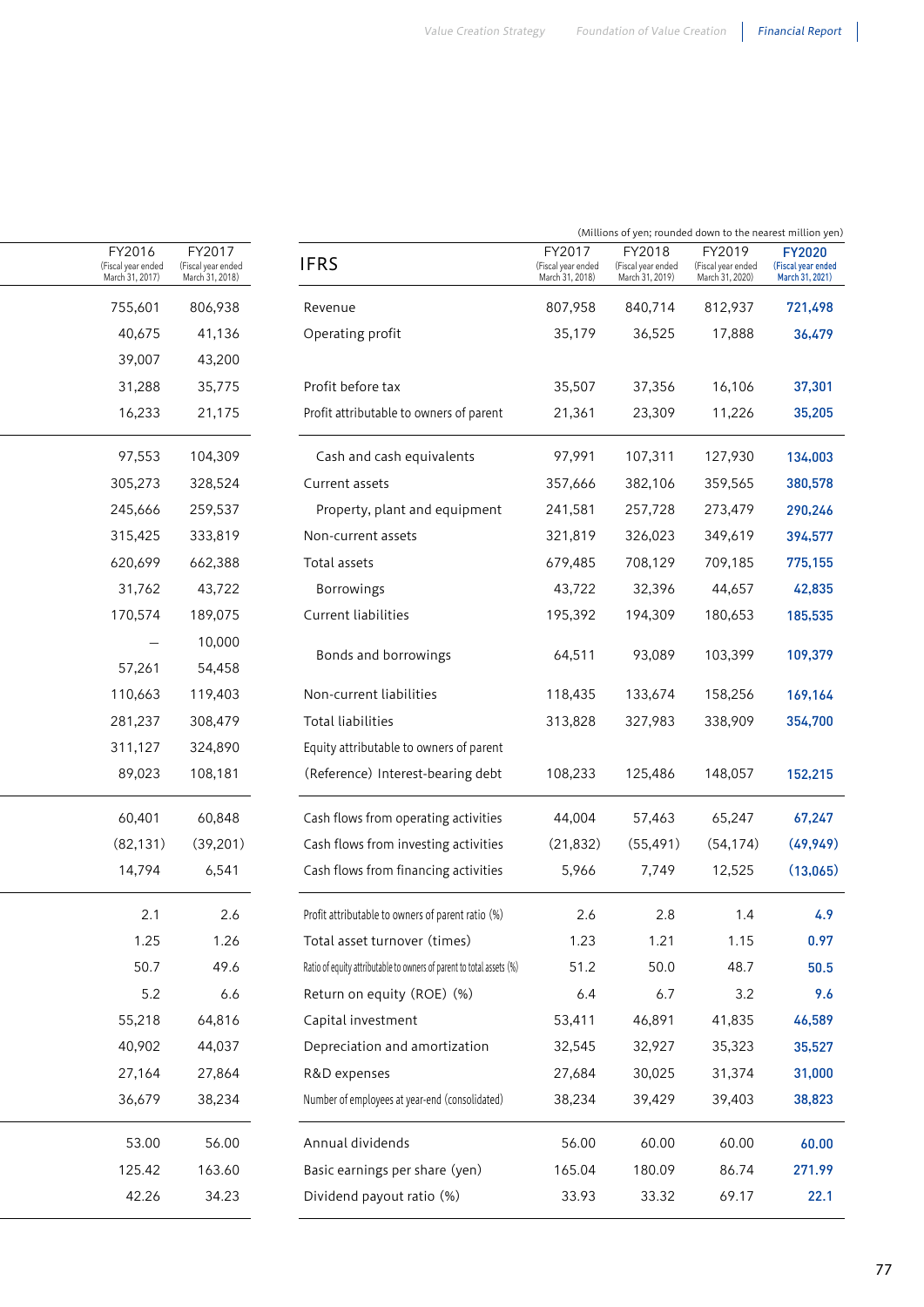| FY2016 (Fiscal year ended March 31, 2017) | FY2017 (Fiscal year ended March 31, 2018) |
|---|---|
| 755,601 | 806,938 |
| 40,675 | 41,136 |
| 39,007 | 43,200 |
| 31,288 | 35,775 |
| 16,233 | 21,175 |
| 97,553 | 104,309 |
| 305,273 | 328,524 |
| 245,666 | 259,537 |
| 315,425 | 333,819 |
| 620,699 | 662,388 |
| 31,762 | 43,722 |
| 170,574 | 189,075 |
| — | 10,000 |
| 57,261 | 54,458 |
| 110,663 | 119,403 |
| 281,237 | 308,479 |
| 311,127 | 324,890 |
| 89,023 | 108,181 |
| 60,401 | 60,848 |
| (82,131) | (39,201) |
| 14,794 | 6,541 |
| 2.1 | 2.6 |
| 1.25 | 1.26 |
| 50.7 | 49.6 |
| 5.2 | 6.6 |
| 55,218 | 64,816 |
| 40,902 | 44,037 |
| 27,164 | 27,864 |
| 36,679 | 38,234 |
| 53.00 | 56.00 |
| 125.42 | 163.60 |
| 42.26 | 34.23 |

(Millions of yen; rounded down to the nearest million yen)

| IFRS | FY2017 (Fiscal year ended March 31, 2018) | FY2018 (Fiscal year ended March 31, 2019) | FY2019 (Fiscal year ended March 31, 2020) | **FY2020 (Fiscal year ended March 31, 2021)** |
|---|---|---|---|---|
| Revenue | 807,958 | 840,714 | 812,937 | **721,498** |
| Operating profit | 35,179 | 36,525 | 17,888 | **36,479** |
| Profit before tax | 35,507 | 37,356 | 16,106 | **37,301** |
| Profit attributable to owners of parent | 21,361 | 23,309 | 11,226 | **35,205** |
| Cash and cash equivalents | 97,991 | 107,311 | 127,930 | **134,003** |
| Current assets | 357,666 | 382,106 | 359,565 | **380,578** |
| Property, plant and equipment | 241,581 | 257,728 | 273,479 | **290,246** |
| Non-current assets | 321,819 | 326,023 | 349,619 | **394,577** |
| Total assets | 679,485 | 708,129 | 709,185 | **775,155** |
| Borrowings | 43,722 | 32,396 | 44,657 | **42,835** |
| Current liabilities | 195,392 | 194,309 | 180,653 | **185,535** |
| Bonds and borrowings | 64,511 | 93,089 | 103,399 | **109,379** |
| Non-current liabilities | 118,435 | 133,674 | 158,256 | **169,164** |
| Total liabilities | 313,828 | 327,983 | 338,909 | **354,700** |
| Equity attributable to owners of parent | | | | |
| (Reference) Interest-bearing debt | 108,233 | 125,486 | 148,057 | **152,215** |
| Cash flows from operating activities | 44,004 | 57,463 | 65,247 | **67,247** |
| Cash flows from investing activities | (21,832) | (55,491) | (54,174) | **(49,949)** |
| Cash flows from financing activities | 5,966 | 7,749 | 12,525 | **(13,065)** |
| Profit attributable to owners of parent ratio (%) | 2.6 | 2.8 | 1.4 | **4.9** |
| Total asset turnover (times) | 1.23 | 1.21 | 1.15 | **0.97** |
| Ratio of equity attributable to owners of parent to total assets (%) | 51.2 | 50.0 | 48.7 | **50.5** |
| Return on equity (ROE) (%) | 6.4 | 6.7 | 3.2 | **9.6** |
| Capital investment | 53,411 | 46,891 | 41,835 | **46,589** |
| Depreciation and amortization | 32,545 | 32,927 | 35,323 | **35,527** |
| R&D expenses | 27,684 | 30,025 | 31,374 | **31,000** |
| Number of employees at year-end (consolidated) | 38,234 | 39,429 | 39,403 | **38,823** |
| Annual dividends | 56.00 | 60.00 | 60.00 | **60.00** |
| Basic earnings per share (yen) | 165.04 | 180.09 | 86.74 | **271.99** |
| Dividend payout ratio (%) | 33.93 | 33.32 | 69.17 | **22.1** |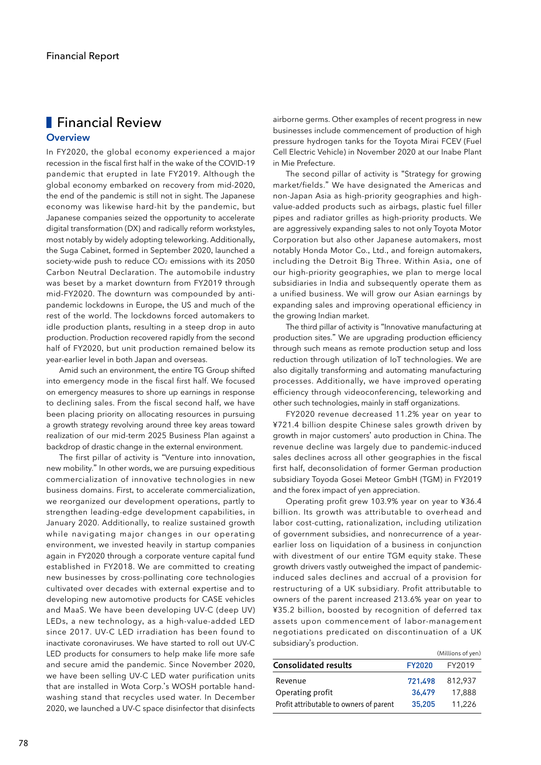Financial Report

# Financial Review

## Overview

In FY2020, the global economy experienced a major recession in the fiscal first half in the wake of the COVID-19 pandemic that erupted in late FY2019. Although the global economy embarked on recovery from mid-2020, the end of the pandemic is still not in sight. The Japanese economy was likewise hard-hit by the pandemic, but Japanese companies seized the opportunity to accelerate digital transformation (DX) and radically reform workstyles, most notably by widely adopting teleworking. Additionally, the Suga Cabinet, formed in September 2020, launched a society-wide push to reduce $CO_2$ emissions with its 2050 Carbon Neutral Declaration. The automobile industry was beset by a market downturn from FY2019 through mid-FY2020. The downturn was compounded by anti-pandemic lockdowns in Europe, the US and much of the rest of the world. The lockdowns forced automakers to idle production plants, resulting in a steep drop in auto production. Production recovered rapidly from the second half of FY2020, but unit production remained below its year-earlier level in both Japan and overseas.

Amid such an environment, the entire TG Group shifted into emergency mode in the fiscal first half. We focused on emergency measures to shore up earnings in response to declining sales. From the fiscal second half, we have been placing priority on allocating resources in pursuing a growth strategy revolving around three key areas toward realization of our mid-term 2025 Business Plan against a backdrop of drastic change in the external environment.

The first pillar of activity is “Venture into innovation, new mobility.” In other words, we are pursuing expeditious commercialization of innovative technologies in new business domains. First, to accelerate commercialization, we reorganized our development operations, partly to strengthen leading-edge development capabilities, in January 2020. Additionally, to realize sustained growth while navigating major changes in our operating environment, we invested heavily in startup companies again in FY2020 through a corporate venture capital fund established in FY2018. We are committed to creating new businesses by cross-pollinating core technologies cultivated over decades with external expertise and to developing new automotive products for CASE vehicles and MaaS. We have been developing UV-C (deep UV) LEDs, a new technology, as a high-value-added LED since 2017. UV-C LED irradiation has been found to inactivate coronaviruses. We have started to roll out UV-C LED products for consumers to help make life more safe and secure amid the pandemic. Since November 2020, we have been selling UV-C LED water purification units that are installed in Wota Corp.’s WOSH portable hand-washing stand that recycles used water. In December 2020, we launched a UV-C space disinfector that disinfects airborne germs. Other examples of recent progress in new businesses include commencement of production of high pressure hydrogen tanks for the Toyota Mirai FCEV (Fuel Cell Electric Vehicle) in November 2020 at our Inabe Plant in Mie Prefecture.

The second pillar of activity is “Strategy for growing market/fields.” We have designated the Americas and non-Japan Asia as high-priority geographies and high-value-added products such as airbags, plastic fuel filler pipes and radiator grilles as high-priority products. We are aggressively expanding sales to not only Toyota Motor Corporation but also other Japanese automakers, most notably Honda Motor Co., Ltd., and foreign automakers, including the Detroit Big Three. Within Asia, one of our high-priority geographies, we plan to merge local subsidiaries in India and subsequently operate them as a unified business. We will grow our Asian earnings by expanding sales and improving operational efficiency in the growing Indian market.

The third pillar of activity is “Innovative manufacturing at production sites.” We are upgrading production efficiency through such means as remote production setup and loss reduction through utilization of IoT technologies. We are also digitally transforming and automating manufacturing processes. Additionally, we have improved operating efficiency through videoconferencing, teleworking and other such technologies, mainly in staff organizations.

FY2020 revenue decreased 11.2% year on year to ¥721.4 billion despite Chinese sales growth driven by growth in major customers’ auto production in China. The revenue decline was largely due to pandemic-induced sales declines across all other geographies in the fiscal first half, deconsolidation of former German production subsidiary Toyoda Gosei Meteor GmbH (TGM) in FY2019 and the forex impact of yen appreciation.

Operating profit grew 103.9% year on year to ¥36.4 billion. Its growth was attributable to overhead and labor cost-cutting, rationalization, including utilization of government subsidies, and nonrecurrence of a year-earlier loss on liquidation of a business in conjunction with divestment of our entire TGM equity stake. These growth drivers vastly outweighed the impact of pandemic-induced sales declines and accrual of a provision for restructuring of a UK subsidiary. Profit attributable to owners of the parent increased 213.6% year on year to ¥35.2 billion, boosted by recognition of deferred tax assets upon commencement of labor-management negotiations predicated on discontinuation of a UK subsidiary’s production.

(Millions of yen)

| Consolidated results | FY2020 | FY2019 |
|---|---|---|
| Revenue | 721,498 | 812,937 |
| Operating profit | 36,479 | 17,888 |
| Profit attributable to owners of parent | 35,205 | 11,226 |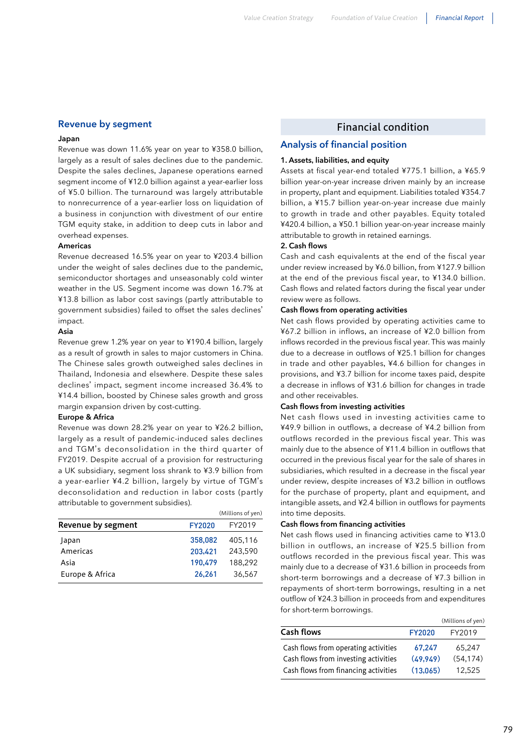## Revenue by segment

**Japan**

Revenue was down 11.6% year on year to ¥358.0 billion, largely as a result of sales declines due to the pandemic. Despite the sales declines, Japanese operations earned segment income of ¥12.0 billion against a year-earlier loss of ¥5.0 billion. The turnaround was largely attributable to nonrecurrence of a year-earlier loss on liquidation of a business in conjunction with divestment of our entire TGM equity stake, in addition to deep cuts in labor and overhead expenses.

**Americas**

Revenue decreased 16.5% year on year to ¥203.4 billion under the weight of sales declines due to the pandemic, semiconductor shortages and unseasonably cold winter weather in the US. Segment income was down 16.7% at ¥13.8 billion as labor cost savings (partly attributable to government subsidies) failed to offset the sales declines' impact.

**Asia**

Revenue grew 1.2% year on year to ¥190.4 billion, largely as a result of growth in sales to major customers in China. The Chinese sales growth outweighed sales declines in Thailand, Indonesia and elsewhere. Despite these sales declines' impact, segment income increased 36.4% to ¥14.4 billion, boosted by Chinese sales growth and gross margin expansion driven by cost-cutting.

**Europe & Africa**

Revenue was down 28.2% year on year to ¥26.2 billion, largely as a result of pandemic-induced sales declines and TGM's deconsolidation in the third quarter of FY2019. Despite accrual of a provision for restructuring a UK subsidiary, segment loss shrank to ¥3.9 billion from a year-earlier ¥4.2 billion, largely by virtue of TGM's deconsolidation and reduction in labor costs (partly attributable to government subsidies).

(Millions of yen)

| Revenue by segment | FY2020 | FY2019 |
|---|---|---|
| Japan | 358,082 | 405,116 |
| Americas | 203,421 | 243,590 |
| Asia | 190,479 | 188,292 |
| Europe & Africa | 26,261 | 36,567 |

# Financial condition

## Analysis of financial position

**1. Assets, liabilities, and equity**

Assets at fiscal year-end totaled ¥775.1 billion, a ¥65.9 billion year-on-year increase driven mainly by an increase in property, plant and equipment. Liabilities totaled ¥354.7 billion, a ¥15.7 billion year-on-year increase due mainly to growth in trade and other payables. Equity totaled ¥420.4 billion, a ¥50.1 billion year-on-year increase mainly attributable to growth in retained earnings.

**2. Cash flows**

Cash and cash equivalents at the end of the fiscal year under review increased by ¥6.0 billion, from ¥127.9 billion at the end of the previous fiscal year, to ¥134.0 billion. Cash flows and related factors during the fiscal year under review were as follows.

**Cash flows from operating activities**

Net cash flows provided by operating activities came to ¥67.2 billion in inflows, an increase of ¥2.0 billion from inflows recorded in the previous fiscal year. This was mainly due to a decrease in outflows of ¥25.1 billion for changes in trade and other payables, ¥4.6 billion for changes in provisions, and ¥3.7 billion for income taxes paid, despite a decrease in inflows of ¥31.6 billion for changes in trade and other receivables.

**Cash flows from investing activities**

Net cash flows used in investing activities came to ¥49.9 billion in outflows, a decrease of ¥4.2 billion from outflows recorded in the previous fiscal year. This was mainly due to the absence of ¥11.4 billion in outflows that occurred in the previous fiscal year for the sale of shares in subsidiaries, which resulted in a decrease in the fiscal year under review, despite increases of ¥3.2 billion in outflows for the purchase of property, plant and equipment, and intangible assets, and ¥2.4 billion in outflows for payments into time deposits.

**Cash flows from financing activities**

Net cash flows used in financing activities came to ¥13.0 billion in outflows, an increase of ¥25.5 billion from outflows recorded in the previous fiscal year. This was mainly due to a decrease of ¥31.6 billion in proceeds from short-term borrowings and a decrease of ¥7.3 billion in repayments of short-term borrowings, resulting in a net outflow of ¥24.3 billion in proceeds from and expenditures for short-term borrowings.

(Millions of yen)

| Cash flows | FY2020 | FY2019 |
|---|---|---|
| Cash flows from operating activities | 67,247 | 65,247 |
| Cash flows from investing activities | (49,949) | (54,174) |
| Cash flows from financing activities | (13,065) | 12,525 |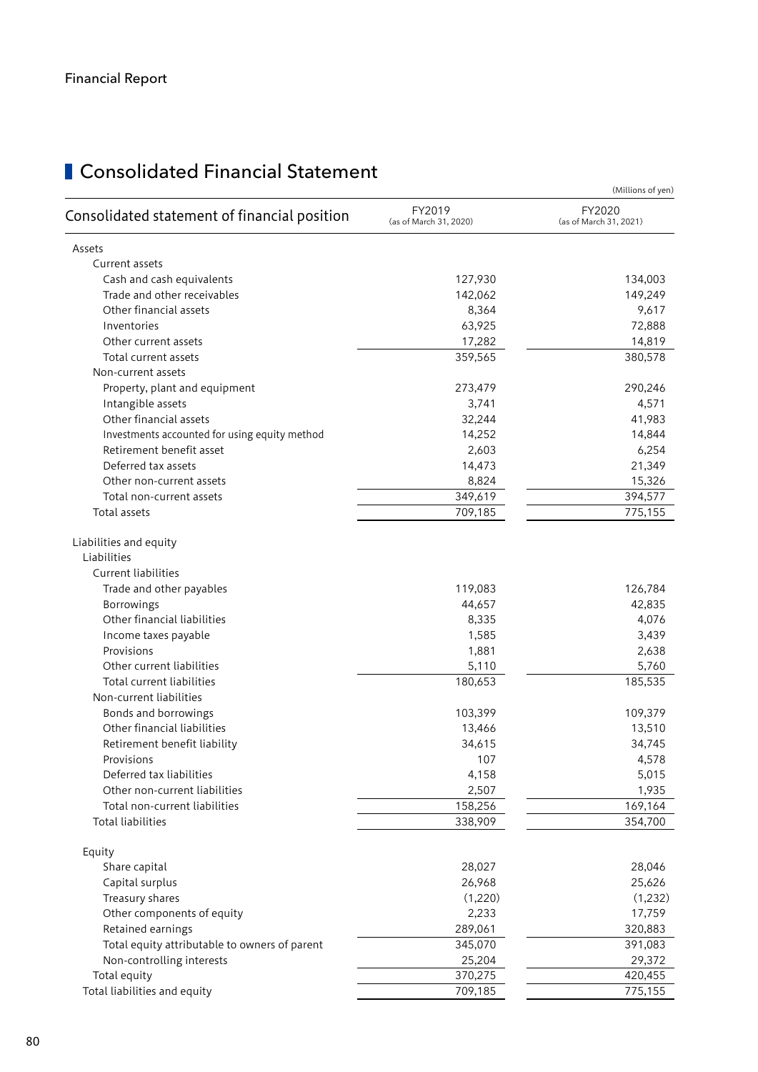# Financial Report

## Consolidated Financial Statement

(Millions of yen)

| Consolidated statement of financial position | FY2019 (as of March 31, 2020) | FY2020 (as of March 31, 2021) |
|---|---|---|
| Assets | | |
| Current assets | | |
| Cash and cash equivalents | 127,930 | 134,003 |
| Trade and other receivables | 142,062 | 149,249 |
| Other financial assets | 8,364 | 9,617 |
| Inventories | 63,925 | 72,888 |
| Other current assets | 17,282 | 14,819 |
| Total current assets | 359,565 | 380,578 |
| Non-current assets | | |
| Property, plant and equipment | 273,479 | 290,246 |
| Intangible assets | 3,741 | 4,571 |
| Other financial assets | 32,244 | 41,983 |
| Investments accounted for using equity method | 14,252 | 14,844 |
| Retirement benefit asset | 2,603 | 6,254 |
| Deferred tax assets | 14,473 | 21,349 |
| Other non-current assets | 8,824 | 15,326 |
| Total non-current assets | 349,619 | 394,577 |
| Total assets | 709,185 | 775,155 |
| Liabilities and equity | | |
| Liabilities | | |
| Current liabilities | | |
| Trade and other payables | 119,083 | 126,784 |
| Borrowings | 44,657 | 42,835 |
| Other financial liabilities | 8,335 | 4,076 |
| Income taxes payable | 1,585 | 3,439 |
| Provisions | 1,881 | 2,638 |
| Other current liabilities | 5,110 | 5,760 |
| Total current liabilities | 180,653 | 185,535 |
| Non-current liabilities | | |
| Bonds and borrowings | 103,399 | 109,379 |
| Other financial liabilities | 13,466 | 13,510 |
| Retirement benefit liability | 34,615 | 34,745 |
| Provisions | 107 | 4,578 |
| Deferred tax liabilities | 4,158 | 5,015 |
| Other non-current liabilities | 2,507 | 1,935 |
| Total non-current liabilities | 158,256 | 169,164 |
| Total liabilities | 338,909 | 354,700 |
| Equity | | |
| Share capital | 28,027 | 28,046 |
| Capital surplus | 26,968 | 25,626 |
| Treasury shares | (1,220) | (1,232) |
| Other components of equity | 2,233 | 17,759 |
| Retained earnings | 289,061 | 320,883 |
| Total equity attributable to owners of parent | 345,070 | 391,083 |
| Non-controlling interests | 25,204 | 29,372 |
| Total equity | 370,275 | 420,455 |
| Total liabilities and equity | 709,185 | 775,155 |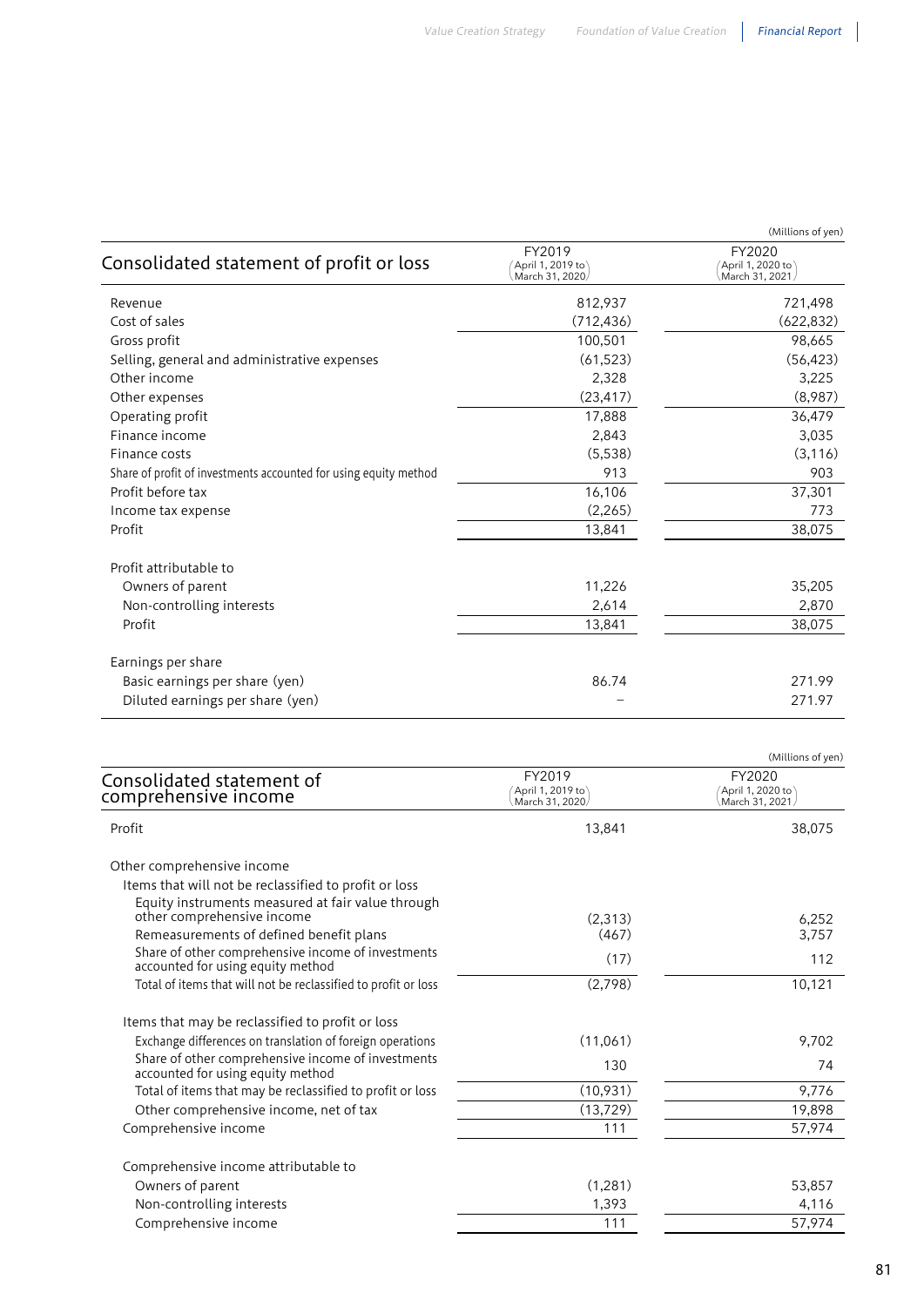(Millions of yen)

| Consolidated statement of profit or loss | FY2019 (April 1, 2019 to March 31, 2020) | FY2020 (April 1, 2020 to March 31, 2021) |
|---|---|---|
| Revenue | 812,937 | 721,498 |
| Cost of sales | (712,436) | (622,832) |
| Gross profit | 100,501 | 98,665 |
| Selling, general and administrative expenses | (61,523) | (56,423) |
| Other income | 2,328 | 3,225 |
| Other expenses | (23,417) | (8,987) |
| Operating profit | 17,888 | 36,479 |
| Finance income | 2,843 | 3,035 |
| Finance costs | (5,538) | (3,116) |
| Share of profit of investments accounted for using equity method | 913 | 903 |
| Profit before tax | 16,106 | 37,301 |
| Income tax expense | (2,265) | 773 |
| Profit | 13,841 | 38,075 |
| | | |
| Profit attributable to | | |
| Owners of parent | 11,226 | 35,205 |
| Non-controlling interests | 2,614 | 2,870 |
| Profit | 13,841 | 38,075 |
| | | |
| Earnings per share | | |
| Basic earnings per share (yen) | 86.74 | 271.99 |
| Diluted earnings per share (yen) | – | 271.97 |

(Millions of yen)

| Consolidated statement of comprehensive income | FY2019 (April 1, 2019 to March 31, 2020) | FY2020 (April 1, 2020 to March 31, 2021) |
|---|---|---|
| Profit | 13,841 | 38,075 |
| | | |
| Other comprehensive income | | |
| Items that will not be reclassified to profit or loss | | |
| Equity instruments measured at fair value through other comprehensive income | (2,313) | 6,252 |
| Remeasurements of defined benefit plans | (467) | 3,757 |
| Share of other comprehensive income of investments accounted for using equity method | (17) | 112 |
| Total of items that will not be reclassified to profit or loss | (2,798) | 10,121 |
| | | |
| Items that may be reclassified to profit or loss | | |
| Exchange differences on translation of foreign operations | (11,061) | 9,702 |
| Share of other comprehensive income of investments accounted for using equity method | 130 | 74 |
| Total of items that may be reclassified to profit or loss | (10,931) | 9,776 |
| Other comprehensive income, net of tax | (13,729) | 19,898 |
| Comprehensive income | 111 | 57,974 |
| | | |
| Comprehensive income attributable to | | |
| Owners of parent | (1,281) | 53,857 |
| Non-controlling interests | 1,393 | 4,116 |
| Comprehensive income | 111 | 57,974 |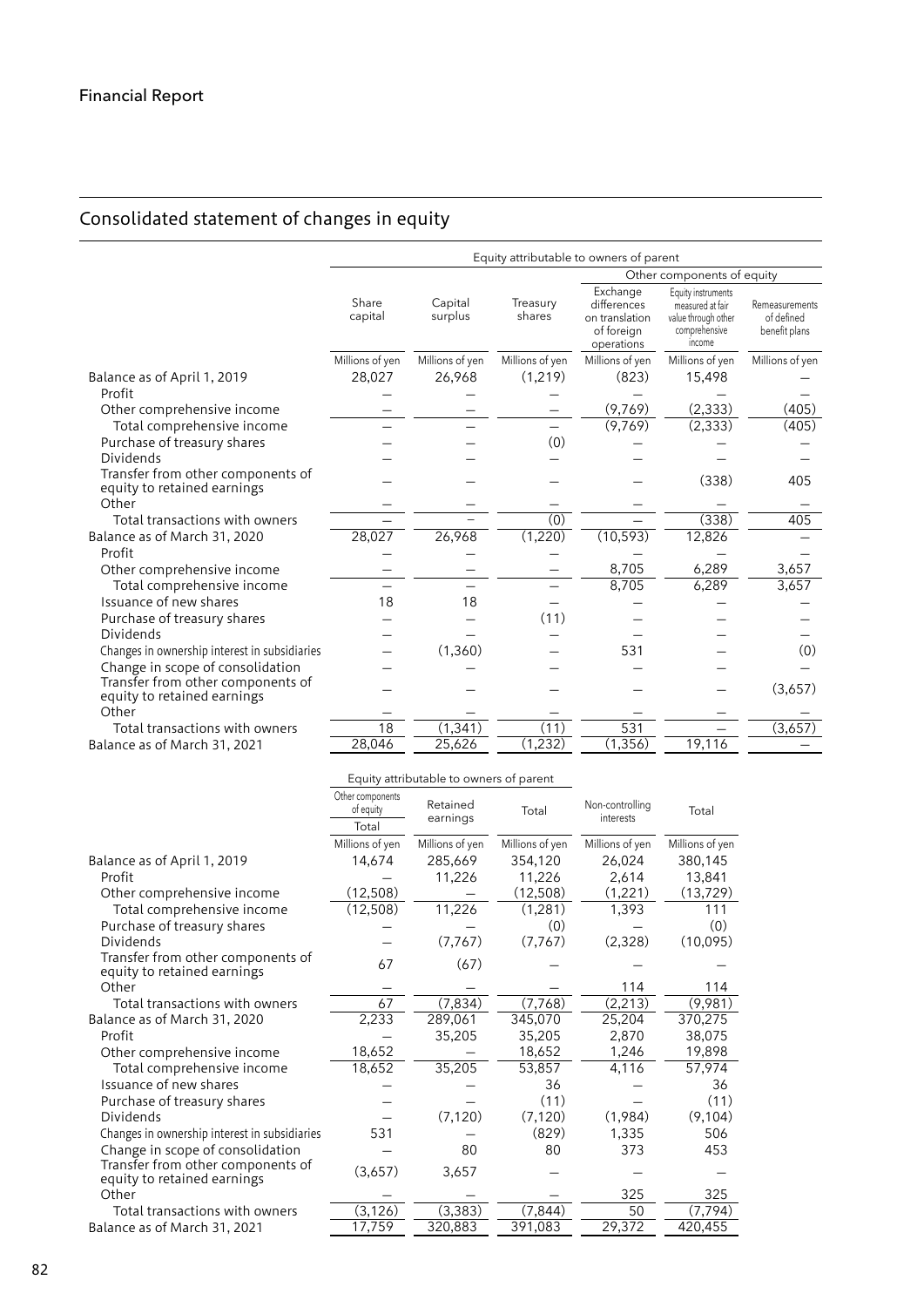# Consolidated statement of changes in equity

| | Equity attributable to owners of parent | | | | | |
|---|---|---|---|---|---|---|
| | | | | Other components of equity | | |
| | Share capital | Capital surplus | Treasury shares | Exchange differences on translation of foreign operations | Equity instruments measured at fair value through other comprehensive income | Remeasurements of defined benefit plans |
| | Millions of yen | Millions of yen | Millions of yen | Millions of yen | Millions of yen | Millions of yen |
| Balance as of April 1, 2019 | 28,027 | 26,968 | (1,219) | (823) | 15,498 | – |
| Profit | – | – | – | – | – | – |
| Other comprehensive income | – | – | – | (9,769) | (2,333) | (405) |
| Total comprehensive income | – | – | – | (9,769) | (2,333) | (405) |
| Purchase of treasury shares | – | – | (0) | – | – | – |
| Dividends | – | – | – | – | – | – |
| Transfer from other components of equity to retained earnings | – | – | – | – | (338) | 405 |
| Other | – | – | – | – | – | – |
| Total transactions with owners | – | – | (0) | – | (338) | 405 |
| Balance as of March 31, 2020 | 28,027 | 26,968 | (1,220) | (10,593) | 12,826 | – |
| Profit | – | – | – | – | – | – |
| Other comprehensive income | – | – | – | 8,705 | 6,289 | 3,657 |
| Total comprehensive income | – | – | – | 8,705 | 6,289 | 3,657 |
| Issuance of new shares | 18 | 18 | – | – | – | – |
| Purchase of treasury shares | – | – | (11) | – | – | – |
| Dividends | – | – | – | – | – | – |
| Changes in ownership interest in subsidiaries | – | (1,360) | – | 531 | – | (0) |
| Change in scope of consolidation | – | – | – | – | – | – |
| Transfer from other components of equity to retained earnings | – | – | – | – | – | (3,657) |
| Other | – | – | – | – | – | – |
| Total transactions with owners | 18 | (1,341) | (11) | 531 | – | (3,657) |
| Balance as of March 31, 2021 | 28,046 | 25,626 | (1,232) | (1,356) | 19,116 | – |

| | Equity attributable to owners of parent | | | | |
|---|---|---|---|---|---|
| | Other components of equity | | | | |
| | Total | Retained earnings | Total | Non-controlling interests | Total |
| | Millions of yen | Millions of yen | Millions of yen | Millions of yen | Millions of yen |
| Balance as of April 1, 2019 | 14,674 | 285,669 | 354,120 | 26,024 | 380,145 |
| Profit | – | 11,226 | 11,226 | 2,614 | 13,841 |
| Other comprehensive income | (12,508) | – | (12,508) | (1,221) | (13,729) |
| Total comprehensive income | (12,508) | 11,226 | (1,281) | 1,393 | 111 |
| Purchase of treasury shares | – | – | (0) | – | (0) |
| Dividends | – | (7,767) | (7,767) | (2,328) | (10,095) |
| Transfer from other components of equity to retained earnings | 67 | (67) | – | – | – |
| Other | – | – | – | 114 | 114 |
| Total transactions with owners | 67 | (7,834) | (7,768) | (2,213) | (9,981) |
| Balance as of March 31, 2020 | 2,233 | 289,061 | 345,070 | 25,204 | 370,275 |
| Profit | – | 35,205 | 35,205 | 2,870 | 38,075 |
| Other comprehensive income | 18,652 | – | 18,652 | 1,246 | 19,898 |
| Total comprehensive income | 18,652 | 35,205 | 53,857 | 4,116 | 57,974 |
| Issuance of new shares | – | – | 36 | – | 36 |
| Purchase of treasury shares | – | – | (11) | – | (11) |
| Dividends | – | (7,120) | (7,120) | (1,984) | (9,104) |
| Changes in ownership interest in subsidiaries | 531 | – | (829) | 1,335 | 506 |
| Change in scope of consolidation | – | 80 | 80 | 373 | 453 |
| Transfer from other components of equity to retained earnings | (3,657) | 3,657 | – | – | – |
| Other | – | – | – | 325 | 325 |
| Total transactions with owners | (3,126) | (3,383) | (7,844) | 50 | (7,794) |
| Balance as of March 31, 2021 | 17,759 | 320,883 | 391,083 | 29,372 | 420,455 |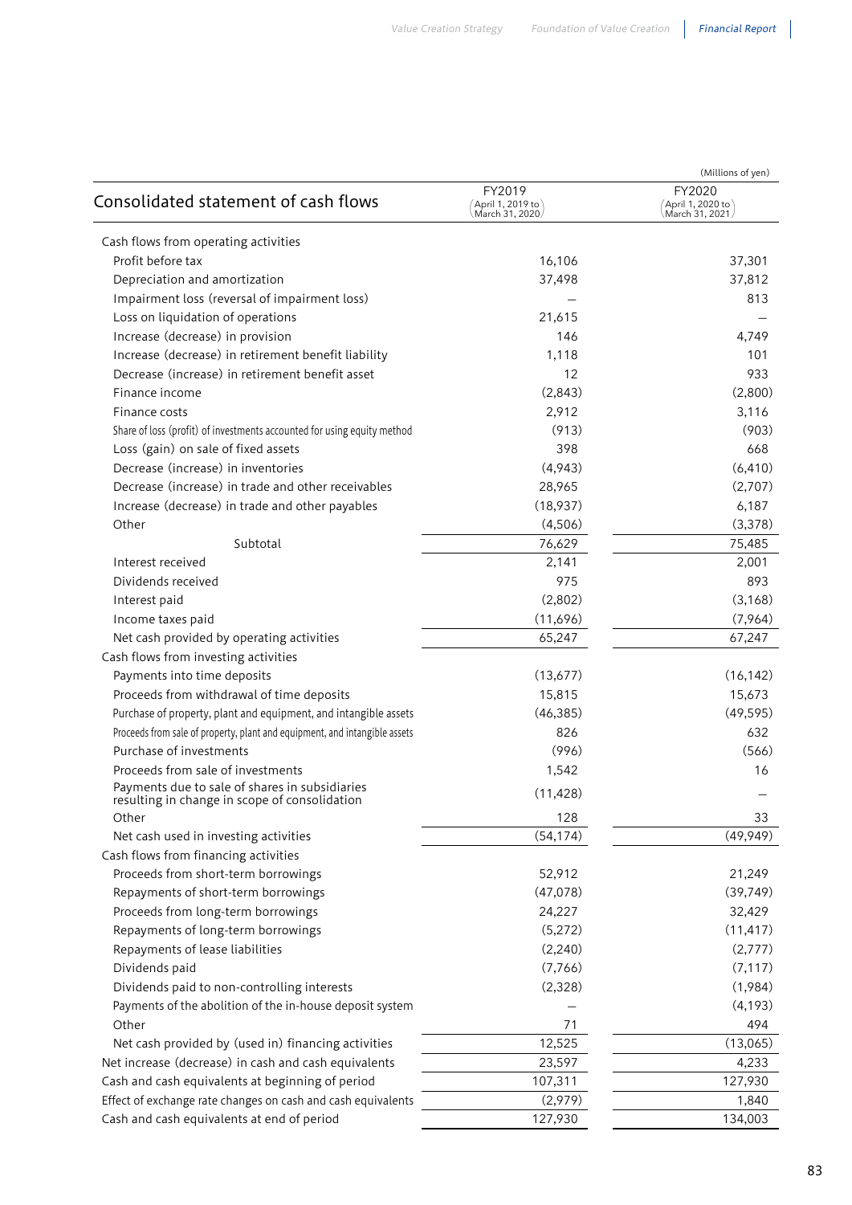# Consolidated statement of cash flows

(Millions of yen)

| | FY2019 (April 1, 2019 to March 31, 2020) | FY2020 (April 1, 2020 to March 31, 2021) |
|---|---|---|
| Cash flows from operating activities | | |
| Profit before tax | 16,106 | 37,301 |
| Depreciation and amortization | 37,498 | 37,812 |
| Impairment loss (reversal of impairment loss) | — | 813 |
| Loss on liquidation of operations | 21,615 | — |
| Increase (decrease) in provision | 146 | 4,749 |
| Increase (decrease) in retirement benefit liability | 1,118 | 101 |
| Decrease (increase) in retirement benefit asset | 12 | 933 |
| Finance income | (2,843) | (2,800) |
| Finance costs | 2,912 | 3,116 |
| Share of loss (profit) of investments accounted for using equity method | (913) | (903) |
| Loss (gain) on sale of fixed assets | 398 | 668 |
| Decrease (increase) in inventories | (4,943) | (6,410) |
| Decrease (increase) in trade and other receivables | 28,965 | (2,707) |
| Increase (decrease) in trade and other payables | (18,937) | 6,187 |
| Other | (4,506) | (3,378) |
| Subtotal | 76,629 | 75,485 |
| Interest received | 2,141 | 2,001 |
| Dividends received | 975 | 893 |
| Interest paid | (2,802) | (3,168) |
| Income taxes paid | (11,696) | (7,964) |
| Net cash provided by operating activities | 65,247 | 67,247 |
| Cash flows from investing activities | | |
| Payments into time deposits | (13,677) | (16,142) |
| Proceeds from withdrawal of time deposits | 15,815 | 15,673 |
| Purchase of property, plant and equipment, and intangible assets | (46,385) | (49,595) |
| Proceeds from sale of property, plant and equipment, and intangible assets | 826 | 632 |
| Purchase of investments | (996) | (566) |
| Proceeds from sale of investments | 1,542 | 16 |
| Payments due to sale of shares in subsidiaries resulting in change in scope of consolidation | (11,428) | — |
| Other | 128 | 33 |
| Net cash used in investing activities | (54,174) | (49,949) |
| Cash flows from financing activities | | |
| Proceeds from short-term borrowings | 52,912 | 21,249 |
| Repayments of short-term borrowings | (47,078) | (39,749) |
| Proceeds from long-term borrowings | 24,227 | 32,429 |
| Repayments of long-term borrowings | (5,272) | (11,417) |
| Repayments of lease liabilities | (2,240) | (2,777) |
| Dividends paid | (7,766) | (7,117) |
| Dividends paid to non-controlling interests | (2,328) | (1,984) |
| Payments of the abolition of the in-house deposit system | — | (4,193) |
| Other | 71 | 494 |
| Net cash provided by (used in) financing activities | 12,525 | (13,065) |
| Net increase (decrease) in cash and cash equivalents | 23,597 | 4,233 |
| Cash and cash equivalents at beginning of period | 107,311 | 127,930 |
| Effect of exchange rate changes on cash and cash equivalents | (2,979) | 1,840 |
| Cash and cash equivalents at end of period | 127,930 | 134,003 |